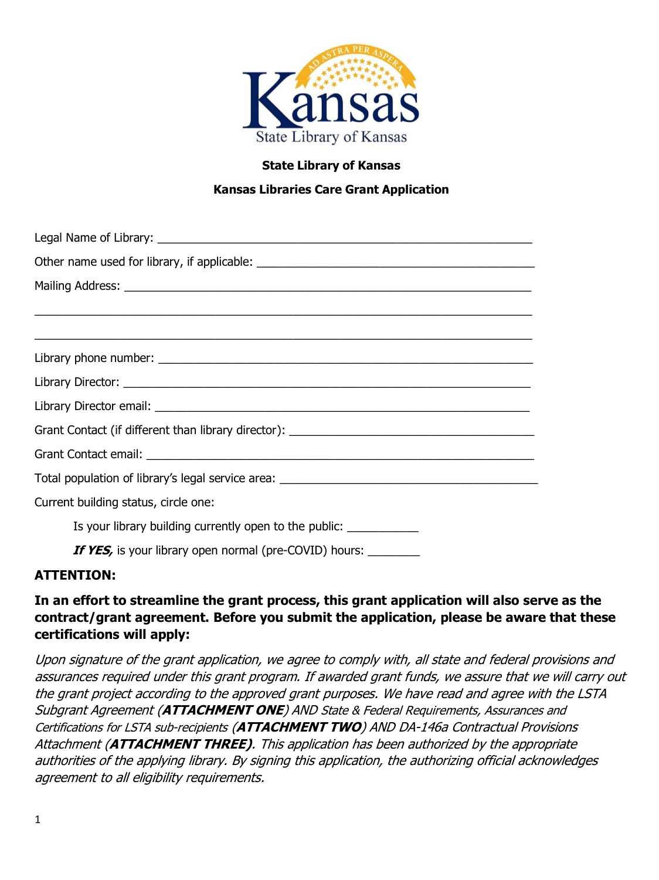Kansas
State Library of Kansas

**State Library of Kansas**

**Kansas Libraries Care Grant Application**

Legal Name of Library: ____________________________________________

Other name used for library, if applicable: ______________________________

Mailing Address: _________________________________________________

__________________________________________________________________

__________________________________________________________________

Library phone number: ____________________________________________

Library Director: _________________________________________________

Library Director email: ____________________________________________

Grant Contact (if different than library director): ______________________

Grant Contact email: ______________________________________________

Total population of library's legal service area: _______________________

Current building status, circle one:

Is your library building currently open to the public: ___________

***If YES,*** is your library open normal (pre-COVID) hours: ________

**ATTENTION:**

**In an effort to streamline the grant process, this grant application will also serve as the contract/grant agreement. Before you submit the application, please be aware that these certifications will apply:**

*Upon signature of the grant application, we agree to comply with, all state and federal provisions and assurances required under this grant program. If awarded grant funds, we assure that we will carry out the grant project according to the approved grant purposes. We have read and agree with the LSTA Subgrant Agreement (**ATTACHMENT ONE**) AND State & Federal Requirements, Assurances and Certifications for LSTA sub-recipients (**ATTACHMENT TWO**) AND DA-146a Contractual Provisions Attachment (**ATTACHMENT THREE)**. This application has been authorized by the appropriate authorities of the applying library. By signing this application, the authorizing official acknowledges agreement to all eligibility requirements.*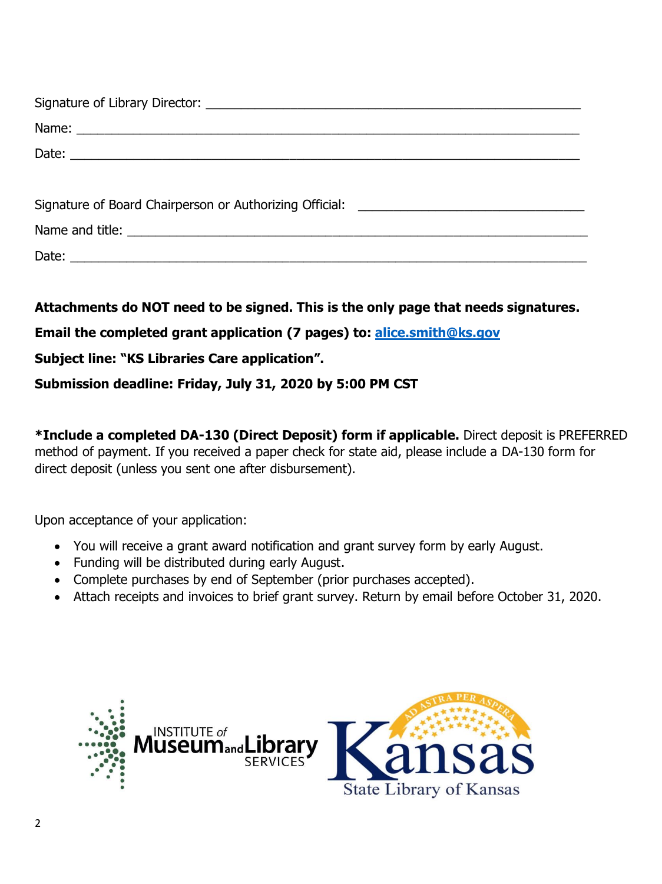Signature of Library Director: ____________________________________________________

Name: ____________________________________________________________________

Date: _____________________________________________________________________

Signature of Board Chairperson or Authorizing Official: ______________________________

Name and title: _____________________________________________________________

Date: _____________________________________________________________________

**Attachments do NOT need to be signed. This is the only page that needs signatures.**

**Email the completed grant application (7 pages) to: [alice.smith@ks.gov](mailto:alice.smith@ks.gov)**

**Subject line: "KS Libraries Care application".**

**Submission deadline: Friday, July 31, 2020 by 5:00 PM CST**

**\*Include a completed DA-130 (Direct Deposit) form if applicable.** Direct deposit is PREFERRED method of payment. If you received a paper check for state aid, please include a DA-130 form for direct deposit (unless you sent one after disbursement).

Upon acceptance of your application:

- You will receive a grant award notification and grant survey form by early August.
- Funding will be distributed during early August.
- Complete purchases by end of September (prior purchases accepted).
- Attach receipts and invoices to brief grant survey. Return by email before October 31, 2020.

INSTITUTE of Museum and Library SERVICES

AD ASTRA PER ASPERA Kansas State Library of Kansas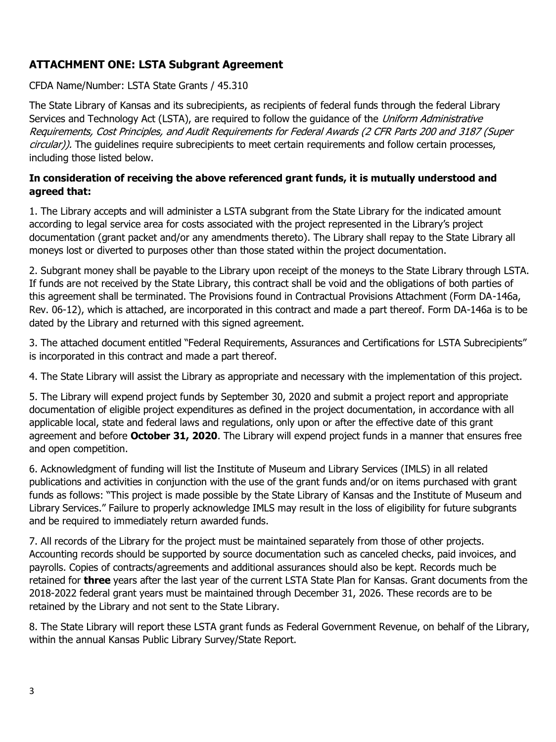## ATTACHMENT ONE: LSTA Subgrant Agreement

CFDA Name/Number: LSTA State Grants / 45.310

The State Library of Kansas and its subrecipients, as recipients of federal funds through the federal Library Services and Technology Act (LSTA), are required to follow the guidance of the *Uniform Administrative Requirements, Cost Principles, and Audit Requirements for Federal Awards (2 CFR Parts 200 and 3187 (Super circular)).* The guidelines require subrecipients to meet certain requirements and follow certain processes, including those listed below.

**In consideration of receiving the above referenced grant funds, it is mutually understood and agreed that:**

1. The Library accepts and will administer a LSTA subgrant from the State Library for the indicated amount according to legal service area for costs associated with the project represented in the Library's project documentation (grant packet and/or any amendments thereto). The Library shall repay to the State Library all moneys lost or diverted to purposes other than those stated within the project documentation.

2. Subgrant money shall be payable to the Library upon receipt of the moneys to the State Library through LSTA. If funds are not received by the State Library, this contract shall be void and the obligations of both parties of this agreement shall be terminated. The Provisions found in Contractual Provisions Attachment (Form DA-146a, Rev. 06-12), which is attached, are incorporated in this contract and made a part thereof. Form DA-146a is to be dated by the Library and returned with this signed agreement.

3. The attached document entitled "Federal Requirements, Assurances and Certifications for LSTA Subrecipients" is incorporated in this contract and made a part thereof.

4. The State Library will assist the Library as appropriate and necessary with the implementation of this project.

5. The Library will expend project funds by September 30, 2020 and submit a project report and appropriate documentation of eligible project expenditures as defined in the project documentation, in accordance with all applicable local, state and federal laws and regulations, only upon or after the effective date of this grant agreement and before **October 31, 2020**. The Library will expend project funds in a manner that ensures free and open competition.

6. Acknowledgment of funding will list the Institute of Museum and Library Services (IMLS) in all related publications and activities in conjunction with the use of the grant funds and/or on items purchased with grant funds as follows: "This project is made possible by the State Library of Kansas and the Institute of Museum and Library Services." Failure to properly acknowledge IMLS may result in the loss of eligibility for future subgrants and be required to immediately return awarded funds.

7. All records of the Library for the project must be maintained separately from those of other projects. Accounting records should be supported by source documentation such as canceled checks, paid invoices, and payrolls. Copies of contracts/agreements and additional assurances should also be kept. Records much be retained for **three** years after the last year of the current LSTA State Plan for Kansas. Grant documents from the 2018-2022 federal grant years must be maintained through December 31, 2026. These records are to be retained by the Library and not sent to the State Library.

8. The State Library will report these LSTA grant funds as Federal Government Revenue, on behalf of the Library, within the annual Kansas Public Library Survey/State Report.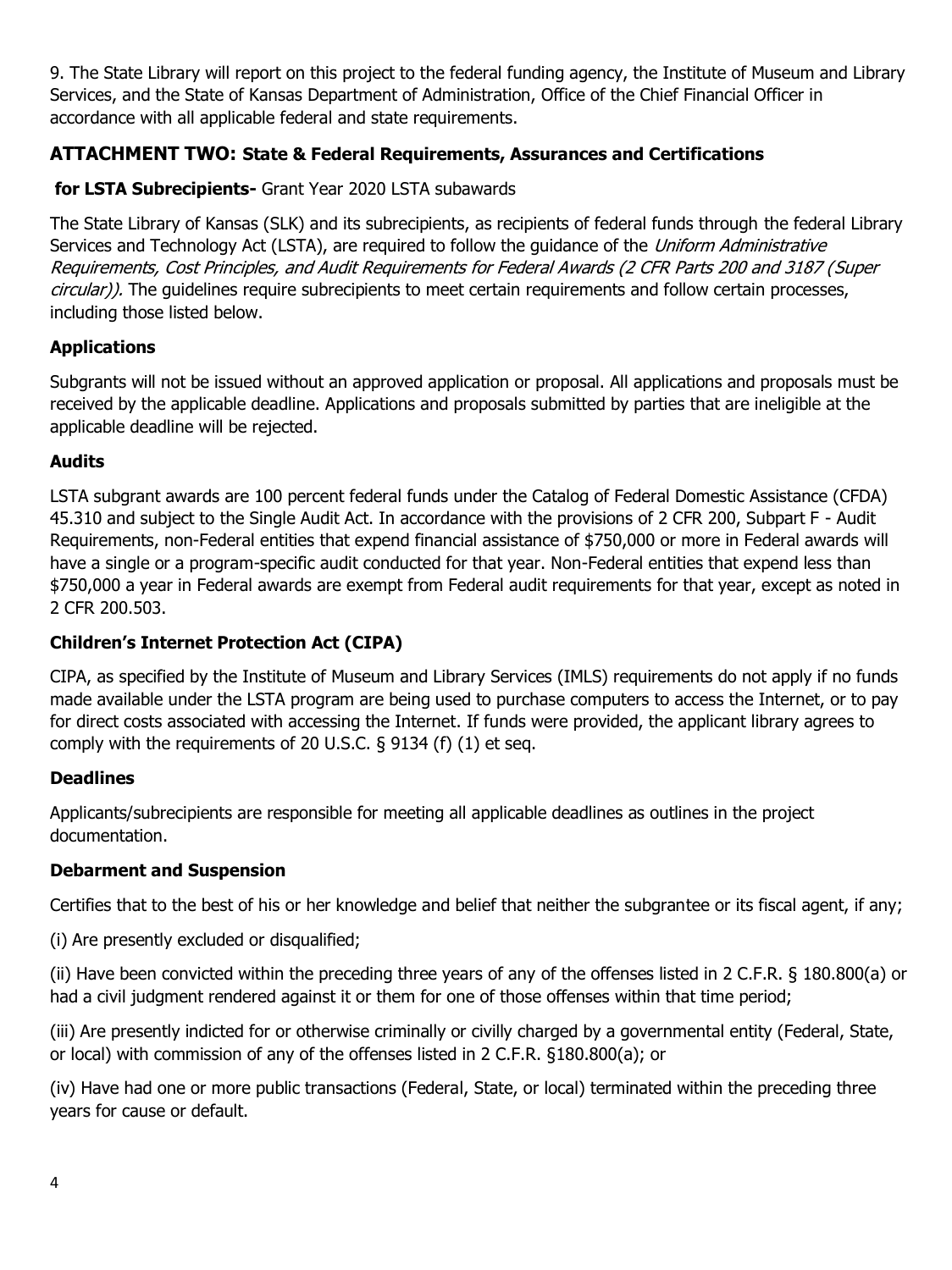9. The State Library will report on this project to the federal funding agency, the Institute of Museum and Library Services, and the State of Kansas Department of Administration, Office of the Chief Financial Officer in accordance with all applicable federal and state requirements.

## ATTACHMENT TWO: State & Federal Requirements, Assurances and Certifications

**for LSTA Subrecipients-** Grant Year 2020 LSTA subawards

The State Library of Kansas (SLK) and its subrecipients, as recipients of federal funds through the federal Library Services and Technology Act (LSTA), are required to follow the guidance of the *Uniform Administrative Requirements, Cost Principles, and Audit Requirements for Federal Awards (2 CFR Parts 200 and 3187 (Super circular)).* The guidelines require subrecipients to meet certain requirements and follow certain processes, including those listed below.

### Applications

Subgrants will not be issued without an approved application or proposal. All applications and proposals must be received by the applicable deadline. Applications and proposals submitted by parties that are ineligible at the applicable deadline will be rejected.

### Audits

LSTA subgrant awards are 100 percent federal funds under the Catalog of Federal Domestic Assistance (CFDA) 45.310 and subject to the Single Audit Act. In accordance with the provisions of 2 CFR 200, Subpart F - Audit Requirements, non-Federal entities that expend financial assistance of $750,000 or more in Federal awards will have a single or a program-specific audit conducted for that year. Non-Federal entities that expend less than $750,000 a year in Federal awards are exempt from Federal audit requirements for that year, except as noted in 2 CFR 200.503.

### Children's Internet Protection Act (CIPA)

CIPA, as specified by the Institute of Museum and Library Services (IMLS) requirements do not apply if no funds made available under the LSTA program are being used to purchase computers to access the Internet, or to pay for direct costs associated with accessing the Internet. If funds were provided, the applicant library agrees to comply with the requirements of 20 U.S.C. § 9134 (f) (1) et seq.

### Deadlines

Applicants/subrecipients are responsible for meeting all applicable deadlines as outlines in the project documentation.

### Debarment and Suspension

Certifies that to the best of his or her knowledge and belief that neither the subgrantee or its fiscal agent, if any;

(i) Are presently excluded or disqualified;

(ii) Have been convicted within the preceding three years of any of the offenses listed in 2 C.F.R. § 180.800(a) or had a civil judgment rendered against it or them for one of those offenses within that time period;

(iii) Are presently indicted for or otherwise criminally or civilly charged by a governmental entity (Federal, State, or local) with commission of any of the offenses listed in 2 C.F.R. §180.800(a); or

(iv) Have had one or more public transactions (Federal, State, or local) terminated within the preceding three years for cause or default.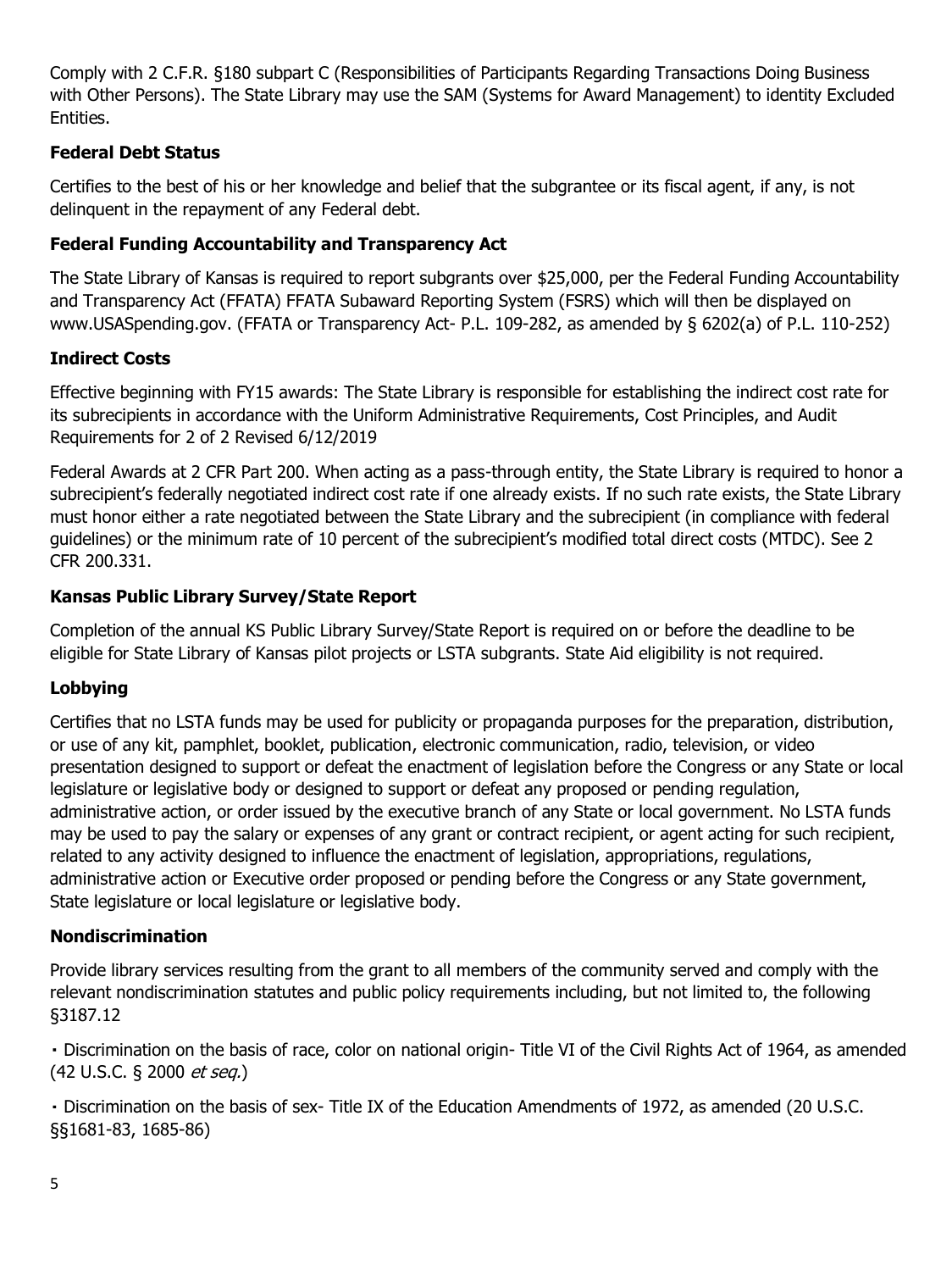Comply with 2 C.F.R. §180 subpart C (Responsibilities of Participants Regarding Transactions Doing Business with Other Persons). The State Library may use the SAM (Systems for Award Management) to identity Excluded Entities.

### Federal Debt Status

Certifies to the best of his or her knowledge and belief that the subgrantee or its fiscal agent, if any, is not delinquent in the repayment of any Federal debt.

### Federal Funding Accountability and Transparency Act

The State Library of Kansas is required to report subgrants over $25,000, per the Federal Funding Accountability and Transparency Act (FFATA) FFATA Subaward Reporting System (FSRS) which will then be displayed on www.USASpending.gov. (FFATA or Transparency Act- P.L. 109-282, as amended by § 6202(a) of P.L. 110-252)

### Indirect Costs

Effective beginning with FY15 awards: The State Library is responsible for establishing the indirect cost rate for its subrecipients in accordance with the Uniform Administrative Requirements, Cost Principles, and Audit Requirements for 2 of 2 Revised 6/12/2019

Federal Awards at 2 CFR Part 200. When acting as a pass-through entity, the State Library is required to honor a subrecipient's federally negotiated indirect cost rate if one already exists. If no such rate exists, the State Library must honor either a rate negotiated between the State Library and the subrecipient (in compliance with federal guidelines) or the minimum rate of 10 percent of the subrecipient's modified total direct costs (MTDC). See 2 CFR 200.331.

### Kansas Public Library Survey/State Report

Completion of the annual KS Public Library Survey/State Report is required on or before the deadline to be eligible for State Library of Kansas pilot projects or LSTA subgrants. State Aid eligibility is not required.

### Lobbying

Certifies that no LSTA funds may be used for publicity or propaganda purposes for the preparation, distribution, or use of any kit, pamphlet, booklet, publication, electronic communication, radio, television, or video presentation designed to support or defeat the enactment of legislation before the Congress or any State or local legislature or legislative body or designed to support or defeat any proposed or pending regulation, administrative action, or order issued by the executive branch of any State or local government. No LSTA funds may be used to pay the salary or expenses of any grant or contract recipient, or agent acting for such recipient, related to any activity designed to influence the enactment of legislation, appropriations, regulations, administrative action or Executive order proposed or pending before the Congress or any State government, State legislature or local legislature or legislative body.

### Nondiscrimination

Provide library services resulting from the grant to all members of the community served and comply with the relevant nondiscrimination statutes and public policy requirements including, but not limited to, the following §3187.12

- Discrimination on the basis of race, color on national origin- Title VI of the Civil Rights Act of 1964, as amended (42 U.S.C. § 2000 *et seq.*)

- Discrimination on the basis of sex- Title IX of the Education Amendments of 1972, as amended (20 U.S.C. §§1681-83, 1685-86)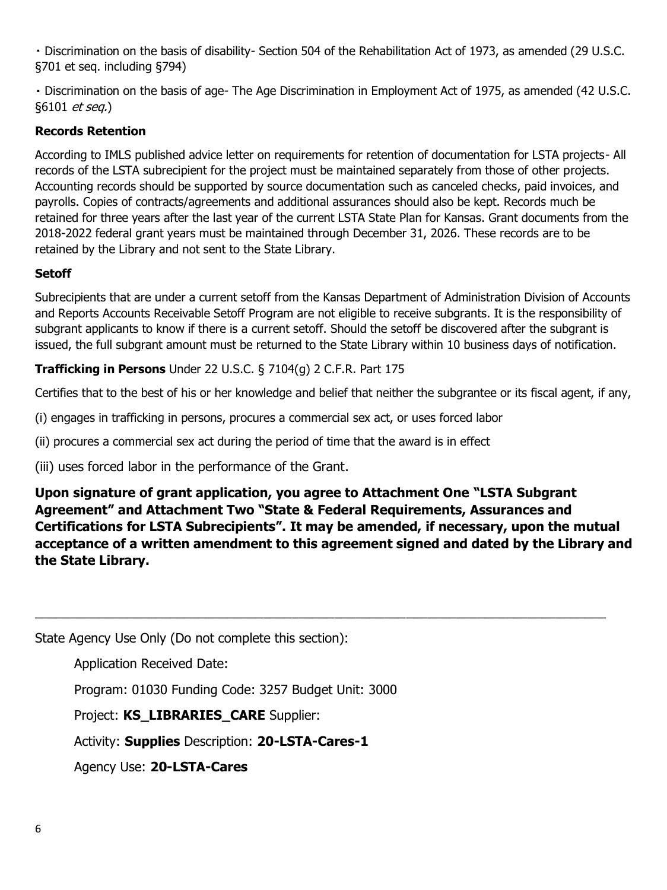- Discrimination on the basis of disability- Section 504 of the Rehabilitation Act of 1973, as amended (29 U.S.C. §701 et seq. including §794)
- Discrimination on the basis of age- The Age Discrimination in Employment Act of 1975, as amended (42 U.S.C. §6101 *et seq.*)

**Records Retention**

According to IMLS published advice letter on requirements for retention of documentation for LSTA projects- All records of the LSTA subrecipient for the project must be maintained separately from those of other projects. Accounting records should be supported by source documentation such as canceled checks, paid invoices, and payrolls. Copies of contracts/agreements and additional assurances should also be kept. Records much be retained for three years after the last year of the current LSTA State Plan for Kansas. Grant documents from the 2018-2022 federal grant years must be maintained through December 31, 2026. These records are to be retained by the Library and not sent to the State Library.

**Setoff**

Subrecipients that are under a current setoff from the Kansas Department of Administration Division of Accounts and Reports Accounts Receivable Setoff Program are not eligible to receive subgrants. It is the responsibility of subgrant applicants to know if there is a current setoff. Should the setoff be discovered after the subgrant is issued, the full subgrant amount must be returned to the State Library within 10 business days of notification.

**Trafficking in Persons** Under 22 U.S.C. § 7104(g) 2 C.F.R. Part 175

Certifies that to the best of his or her knowledge and belief that neither the subgrantee or its fiscal agent, if any,

(i) engages in trafficking in persons, procures a commercial sex act, or uses forced labor

(ii) procures a commercial sex act during the period of time that the award is in effect

(iii) uses forced labor in the performance of the Grant.

**Upon signature of grant application, you agree to Attachment One "LSTA Subgrant Agreement" and Attachment Two "State & Federal Requirements, Assurances and Certifications for LSTA Subrecipients". It may be amended, if necessary, upon the mutual acceptance of a written amendment to this agreement signed and dated by the Library and the State Library.**

---

State Agency Use Only (Do not complete this section):

Application Received Date:

Program: 01030 Funding Code: 3257 Budget Unit: 3000

Project: **KS_LIBRARIES_CARE** Supplier:

Activity: **Supplies** Description: **20-LSTA-Cares-1**

Agency Use: **20-LSTA-Cares**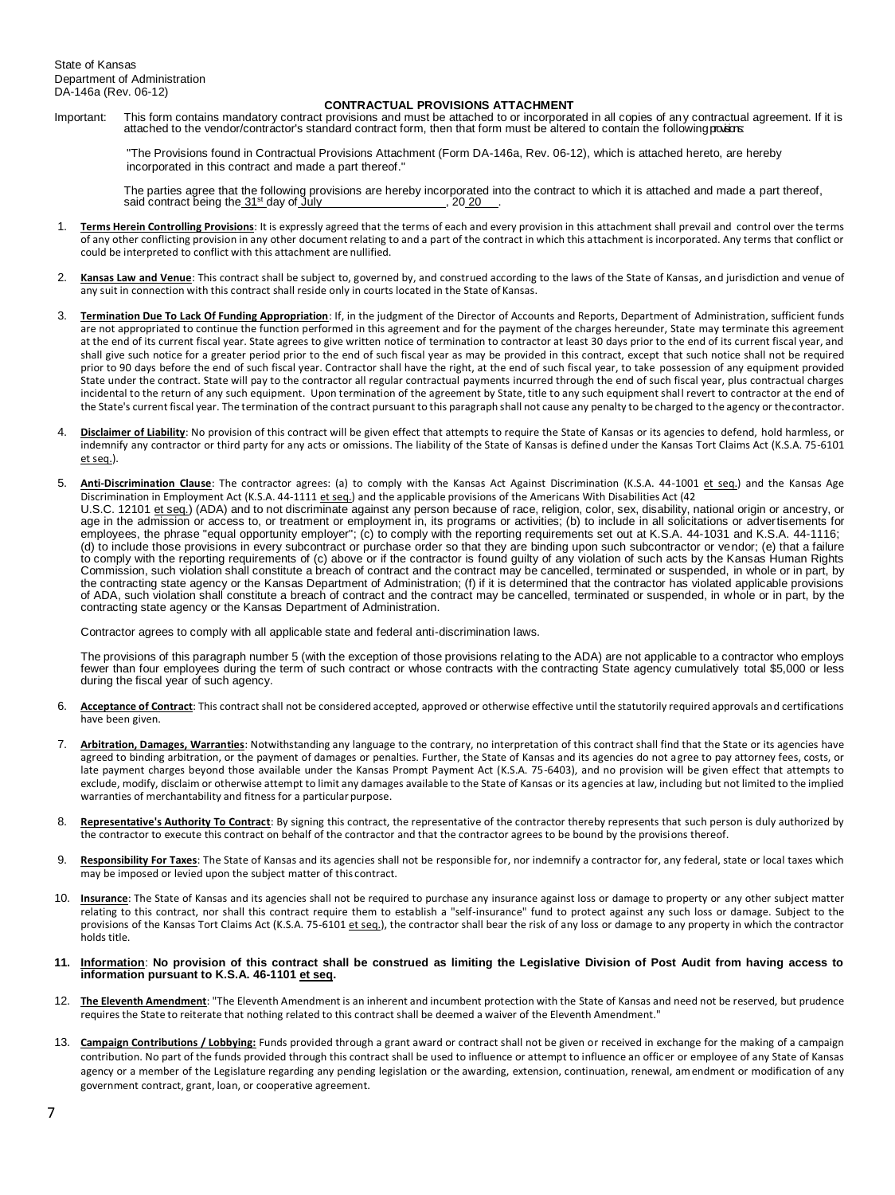State of Kansas
Department of Administration
DA-146a (Rev. 06-12)

## CONTRACTUAL PROVISIONS ATTACHMENT

Important: This form contains mandatory contract provisions and must be attached to or incorporated in all copies of any contractual agreement. If it is attached to the vendor/contractor's standard contract form, then that form must be altered to contain the following provisions:

"The Provisions found in Contractual Provisions Attachment (Form DA-146a, Rev. 06-12), which is attached hereto, are hereby incorporated in this contract and made a part thereof."

The parties agree that the following provisions are hereby incorporated into the contract to which it is attached and made a part thereof, said contract being the 31st day of July, 20 20.

1. **Terms Herein Controlling Provisions**: It is expressly agreed that the terms of each and every provision in this attachment shall prevail and control over the terms of any other conflicting provision in any other document relating to and a part of the contract in which this attachment is incorporated. Any terms that conflict or could be interpreted to conflict with this attachment are nullified.

2. **Kansas Law and Venue**: This contract shall be subject to, governed by, and construed according to the laws of the State of Kansas, and jurisdiction and venue of any suit in connection with this contract shall reside only in courts located in the State of Kansas.

3. **Termination Due To Lack Of Funding Appropriation**: If, in the judgment of the Director of Accounts and Reports, Department of Administration, sufficient funds are not appropriated to continue the function performed in this agreement and for the payment of the charges hereunder, State may terminate this agreement at the end of its current fiscal year. State agrees to give written notice of termination to contractor at least 30 days prior to the end of its current fiscal year, and shall give such notice for a greater period prior to the end of such fiscal year as may be provided in this contract, except that such notice shall not be required prior to 90 days before the end of such fiscal year. Contractor shall have the right, at the end of such fiscal year, to take possession of any equipment provided State under the contract. State will pay to the contractor all regular contractual payments incurred through the end of such fiscal year, plus contractual charges incidental to the return of any such equipment. Upon termination of the agreement by State, title to any such equipment shall revert to contractor at the end of the State's current fiscal year. The termination of the contract pursuant to this paragraph shall not cause any penalty to be charged to the agency or the contractor.

4. **Disclaimer of Liability**: No provision of this contract will be given effect that attempts to require the State of Kansas or its agencies to defend, hold harmless, or indemnify any contractor or third party for any acts or omissions. The liability of the State of Kansas is defined under the Kansas Tort Claims Act (K.S.A. 75-6101 et seq.).

5. **Anti-Discrimination Clause**: The contractor agrees: (a) to comply with the Kansas Act Against Discrimination (K.S.A. 44-1001 et seq.) and the Kansas Age Discrimination in Employment Act (K.S.A. 44-1111 et seq.) and the applicable provisions of the Americans With Disabilities Act (42 U.S.C. 12101 et seq.) (ADA) and to not discriminate against any person because of race, religion, color, sex, disability, national origin or ancestry, or age in the admission or access to, or treatment or employment in, its programs or activities; (b) to include in all solicitations or advertisements for employees, the phrase "equal opportunity employer"; (c) to comply with the reporting requirements set out at K.S.A. 44-1031 and K.S.A. 44-1116; (d) to include those provisions in every subcontract or purchase order so that they are binding upon such subcontractor or vendor; (e) that a failure to comply with the reporting requirements of (c) above or if the contractor is found guilty of any violation of such acts by the Kansas Human Rights Commission, such violation shall constitute a breach of contract and the contract may be cancelled, terminated or suspended, in whole or in part, by the contracting state agency or the Kansas Department of Administration; (f) if it is determined that the contractor has violated applicable provisions of ADA, such violation shall constitute a breach of contract and the contract may be cancelled, terminated or suspended, in whole or in part, by the contracting state agency or the Kansas Department of Administration.

   Contractor agrees to comply with all applicable state and federal anti-discrimination laws.

   The provisions of this paragraph number 5 (with the exception of those provisions relating to the ADA) are not applicable to a contractor who employs fewer than four employees during the term of such contract or whose contracts with the contracting State agency cumulatively total $5,000 or less during the fiscal year of such agency.

6. **Acceptance of Contract**: This contract shall not be considered accepted, approved or otherwise effective until the statutorily required approvals and certifications have been given.

7. **Arbitration, Damages, Warranties**: Notwithstanding any language to the contrary, no interpretation of this contract shall find that the State or its agencies have agreed to binding arbitration, or the payment of damages or penalties. Further, the State of Kansas and its agencies do not agree to pay attorney fees, costs, or late payment charges beyond those available under the Kansas Prompt Payment Act (K.S.A. 75-6403), and no provision will be given effect that attempts to exclude, modify, disclaim or otherwise attempt to limit any damages available to the State of Kansas or its agencies at law, including but not limited to the implied warranties of merchantability and fitness for a particular purpose.

8. **Representative's Authority To Contract**: By signing this contract, the representative of the contractor thereby represents that such person is duly authorized by the contractor to execute this contract on behalf of the contractor and that the contractor agrees to be bound by the provisions thereof.

9. **Responsibility For Taxes**: The State of Kansas and its agencies shall not be responsible for, nor indemnify a contractor for, any federal, state or local taxes which may be imposed or levied upon the subject matter of this contract.

10. **Insurance**: The State of Kansas and its agencies shall not be required to purchase any insurance against loss or damage to property or any other subject matter relating to this contract, nor shall this contract require them to establish a "self-insurance" fund to protect against any such loss or damage. Subject to the provisions of the Kansas Tort Claims Act (K.S.A. 75-6101 et seq.), the contractor shall bear the risk of any loss or damage to any property in which the contractor holds title.

11. **Information: No provision of this contract shall be construed as limiting the Legislative Division of Post Audit from having access to information pursuant to K.S.A. 46-1101 et seq.**

12. **The Eleventh Amendment**: "The Eleventh Amendment is an inherent and incumbent protection with the State of Kansas and need not be reserved, but prudence requires the State to reiterate that nothing related to this contract shall be deemed a waiver of the Eleventh Amendment."

13. **Campaign Contributions / Lobbying:** Funds provided through a grant award or contract shall not be given or received in exchange for the making of a campaign contribution. No part of the funds provided through this contract shall be used to influence or attempt to influence an officer or employee of any State of Kansas agency or a member of the Legislature regarding any pending legislation or the awarding, extension, continuation, renewal, amendment or modification of any government contract, grant, loan, or cooperative agreement.